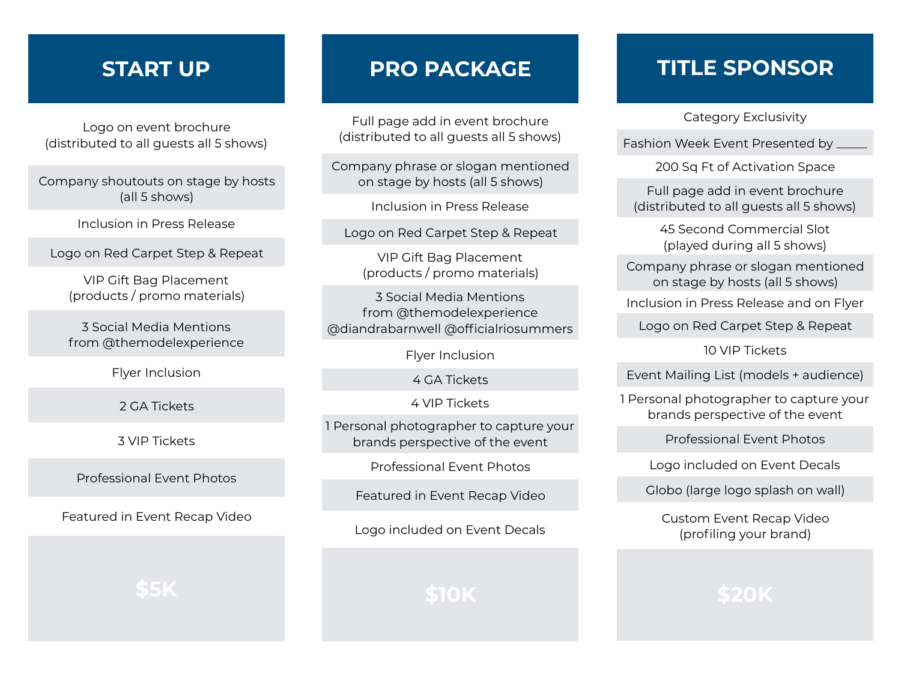## START UP

- Logo on event brochure (distributed to all guests all 5 shows)
- Company shoutouts on stage by hosts (all 5 shows)
- Inclusion in Press Release
- Logo on Red Carpet Step & Repeat
- VIP Gift Bag Placement (products / promo materials)
- 3 Social Media Mentions from @themodelexperience
- Flyer Inclusion
- 2 GA Tickets
- 3 VIP Tickets
- Professional Event Photos
- Featured in Event Recap Video

**$5K**

## PRO PACKAGE

- Full page add in event brochure (distributed to all guests all 5 shows)
- Company phrase or slogan mentioned on stage by hosts (all 5 shows)
- Inclusion in Press Release
- Logo on Red Carpet Step & Repeat
- VIP Gift Bag Placement (products / promo materials)
- 3 Social Media Mentions from @themodelexperience @diandrabarnwell @officialriosummers
- Flyer Inclusion
- 4 GA Tickets
- 4 VIP Tickets
- 1 Personal photographer to capture your brands perspective of the event
- Professional Event Photos
- Featured in Event Recap Video
- Logo included on Event Decals

**$10K**

## TITLE SPONSOR

- Category Exclusivity
- Fashion Week Event Presented by _____
- 200 Sq Ft of Activation Space
- Full page add in event brochure (distributed to all guests all 5 shows)
- 45 Second Commercial Slot (played during all 5 shows)
- Company phrase or slogan mentioned on stage by hosts (all 5 shows)
- Inclusion in Press Release and on Flyer
- Logo on Red Carpet Step & Repeat
- 10 VIP Tickets
- Event Mailing List (models + audience)
- 1 Personal photographer to capture your brands perspective of the event
- Professional Event Photos
- Logo included on Event Decals
- Globo (large logo splash on wall)
- Custom Event Recap Video (profiling your brand)

**$20K**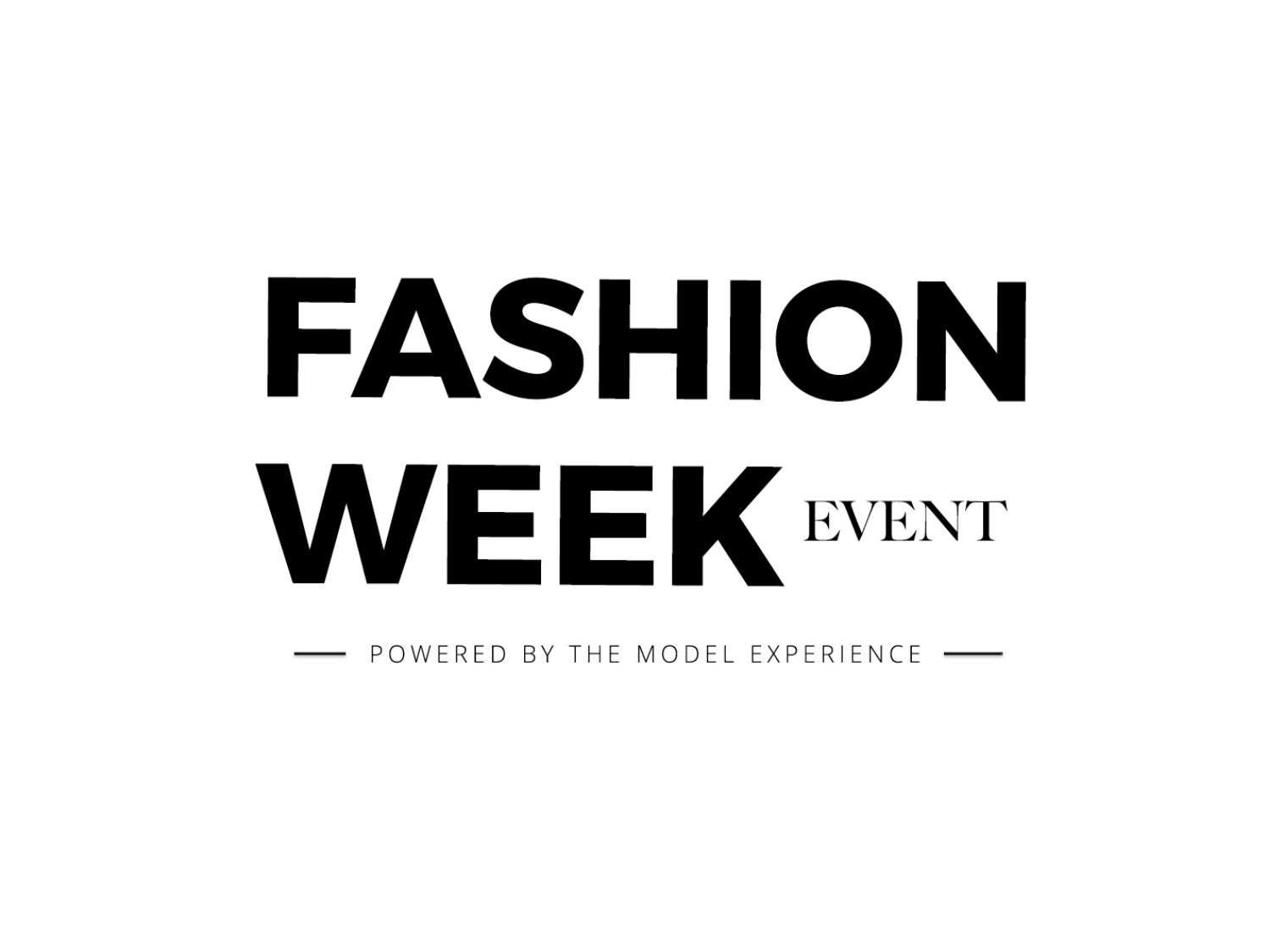# FASHION WEEK EVENT

— POWERED BY THE MODEL EXPERIENCE —